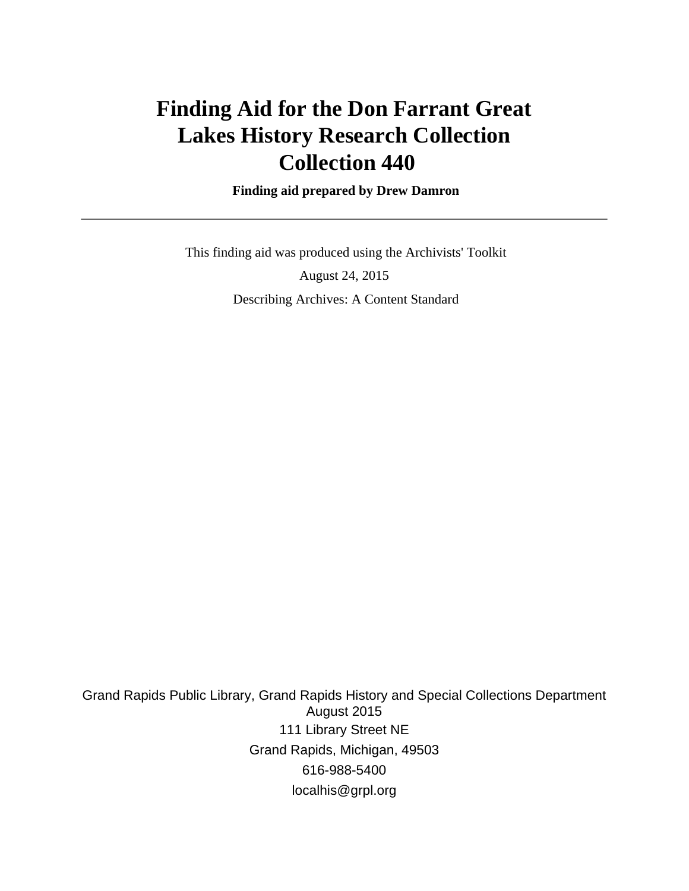# Finding Aid for the Don Farrant Great Lakes History Research Collection Collection 440

**Finding aid prepared by Drew Damron**

---

This finding aid was produced using the Archivists' Toolkit

August 24, 2015

Describing Archives: A Content Standard

Grand Rapids Public Library, Grand Rapids History and Special Collections Department
August 2015
111 Library Street NE
Grand Rapids, Michigan, 49503
616-988-5400
localhis@grpl.org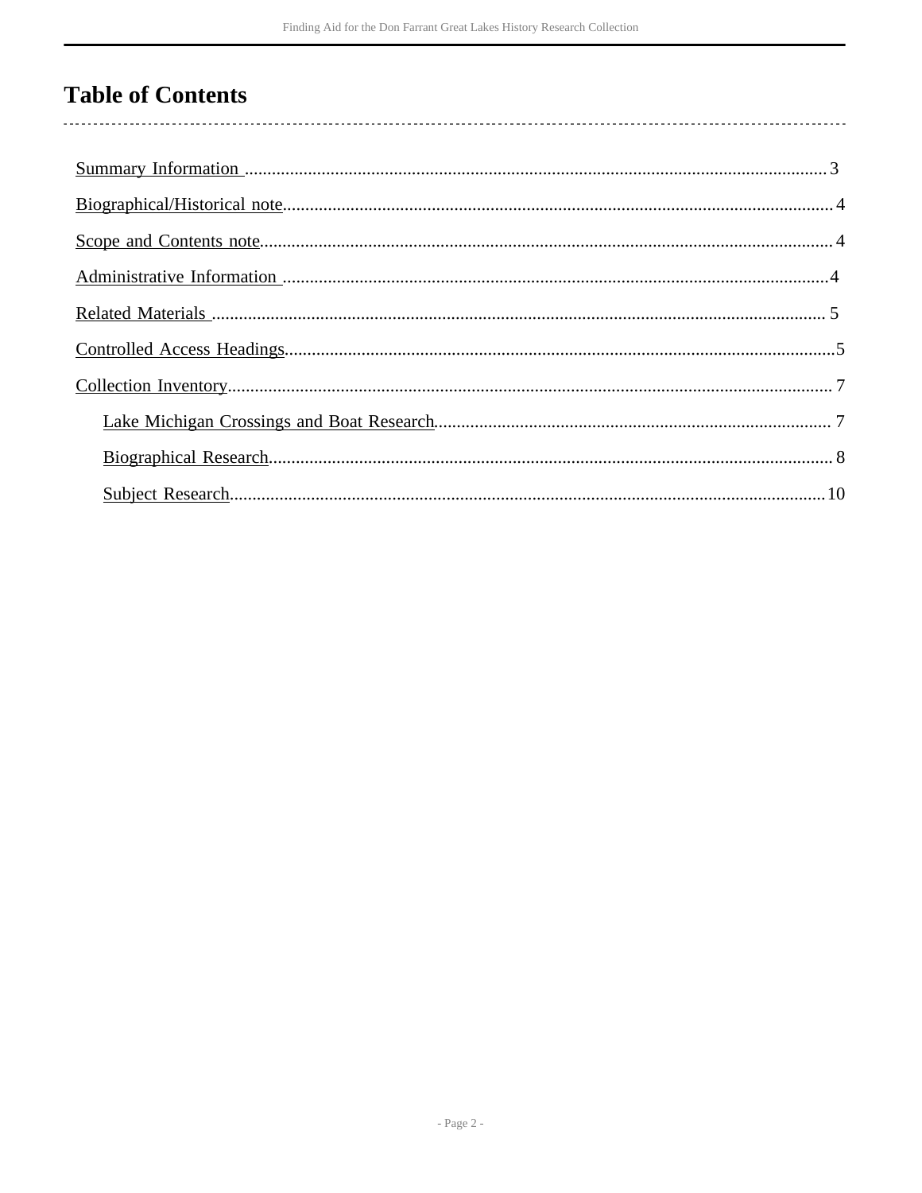# Table of Contents

- Summary Information ........ 3
- Biographical/Historical note ........ 4
- Scope and Contents note ........ 4
- Administrative Information ........ 4
- Related Materials ........ 5
- Controlled Access Headings ........ 5
- Collection Inventory ........ 7
  - Lake Michigan Crossings and Boat Research ........ 7
  - Biographical Research ........ 8
  - Subject Research ........ 10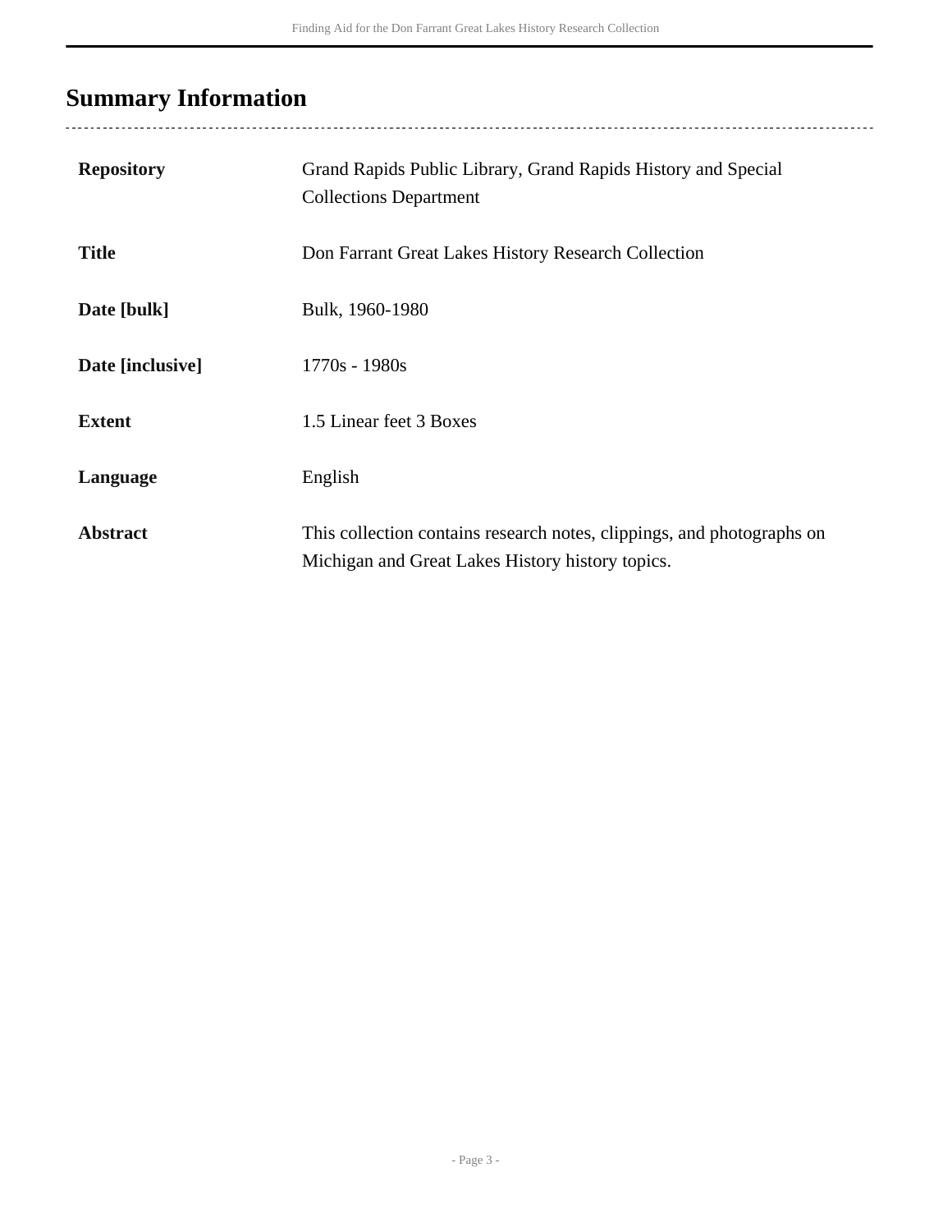## Summary Information

| | |
|---|---|
| **Repository** | Grand Rapids Public Library, Grand Rapids History and Special Collections Department |
| **Title** | Don Farrant Great Lakes History Research Collection |
| **Date [bulk]** | Bulk, 1960-1980 |
| **Date [inclusive]** | 1770s - 1980s |
| **Extent** | 1.5 Linear feet 3 Boxes |
| **Language** | English |
| **Abstract** | This collection contains research notes, clippings, and photographs on Michigan and Great Lakes History history topics. |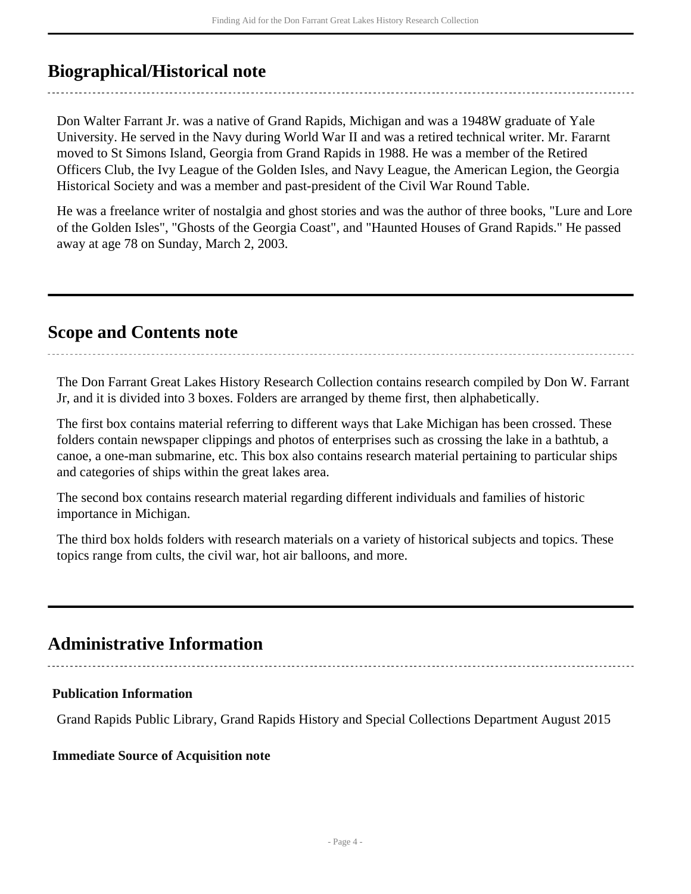## Biographical/Historical note

Don Walter Farrant Jr. was a native of Grand Rapids, Michigan and was a 1948W graduate of Yale University. He served in the Navy during World War II and was a retired technical writer. Mr. Fararnt moved to St Simons Island, Georgia from Grand Rapids in 1988. He was a member of the Retired Officers Club, the Ivy League of the Golden Isles, and Navy League, the American Legion, the Georgia Historical Society and was a member and past-president of the Civil War Round Table.

He was a freelance writer of nostalgia and ghost stories and was the author of three books, "Lure and Lore of the Golden Isles", "Ghosts of the Georgia Coast", and "Haunted Houses of Grand Rapids." He passed away at age 78 on Sunday, March 2, 2003.

## Scope and Contents note

The Don Farrant Great Lakes History Research Collection contains research compiled by Don W. Farrant Jr, and it is divided into 3 boxes. Folders are arranged by theme first, then alphabetically.

The first box contains material referring to different ways that Lake Michigan has been crossed. These folders contain newspaper clippings and photos of enterprises such as crossing the lake in a bathtub, a canoe, a one-man submarine, etc. This box also contains research material pertaining to particular ships and categories of ships within the great lakes area.

The second box contains research material regarding different individuals and families of historic importance in Michigan.

The third box holds folders with research materials on a variety of historical subjects and topics. These topics range from cults, the civil war, hot air balloons, and more.

## Administrative Information

**Publication Information**

Grand Rapids Public Library, Grand Rapids History and Special Collections Department August 2015

**Immediate Source of Acquisition note**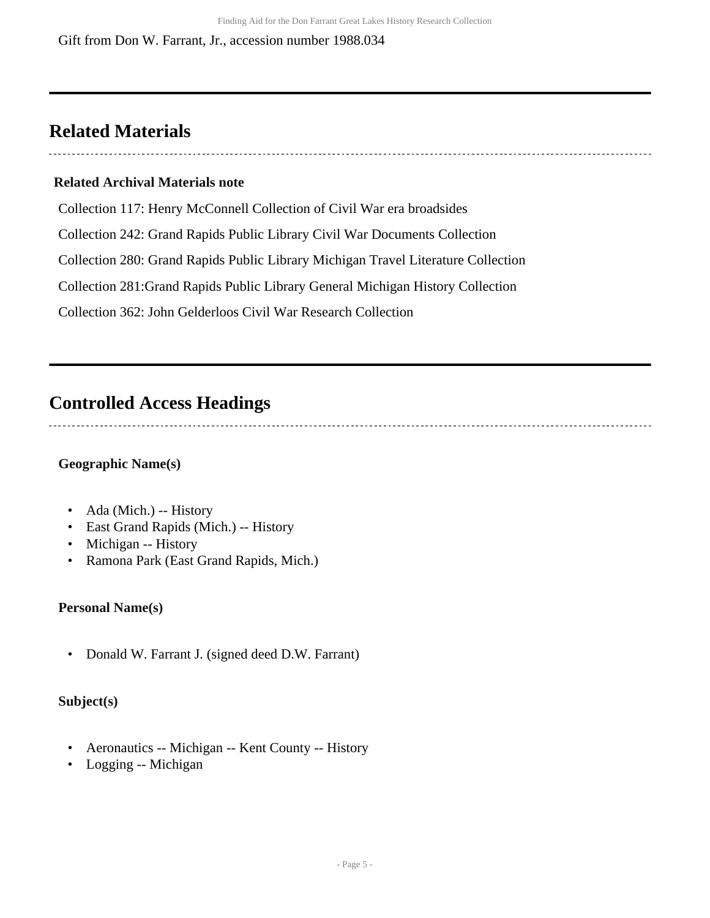Gift from Don W. Farrant, Jr., accession number 1988.034

## Related Materials

### Related Archival Materials note

Collection 117: Henry McConnell Collection of Civil War era broadsides

Collection 242: Grand Rapids Public Library Civil War Documents Collection

Collection 280: Grand Rapids Public Library Michigan Travel Literature Collection

Collection 281:Grand Rapids Public Library General Michigan History Collection

Collection 362: John Gelderloos Civil War Research Collection

## Controlled Access Headings

**Geographic Name(s)**

- Ada (Mich.) -- History
- East Grand Rapids (Mich.) -- History
- Michigan -- History
- Ramona Park (East Grand Rapids, Mich.)

**Personal Name(s)**

- Donald W. Farrant J. (signed deed D.W. Farrant)

**Subject(s)**

- Aeronautics -- Michigan -- Kent County -- History
- Logging -- Michigan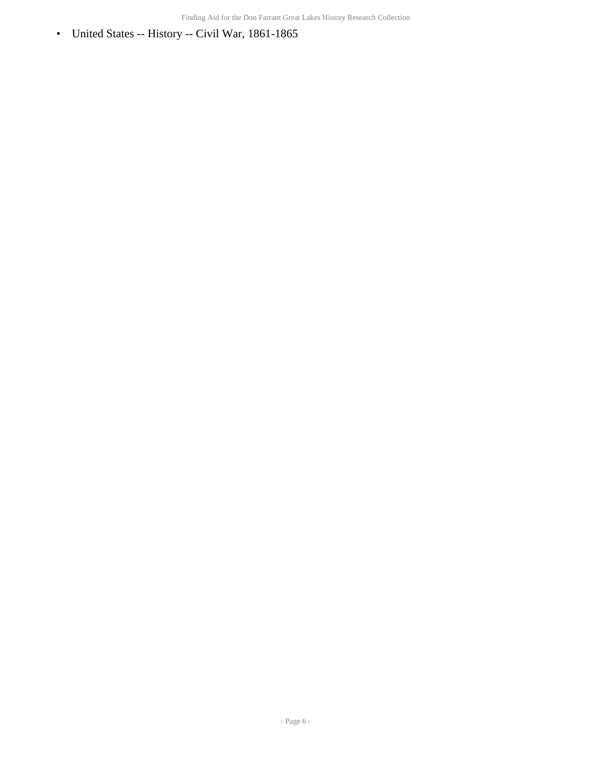- United States -- History -- Civil War, 1861-1865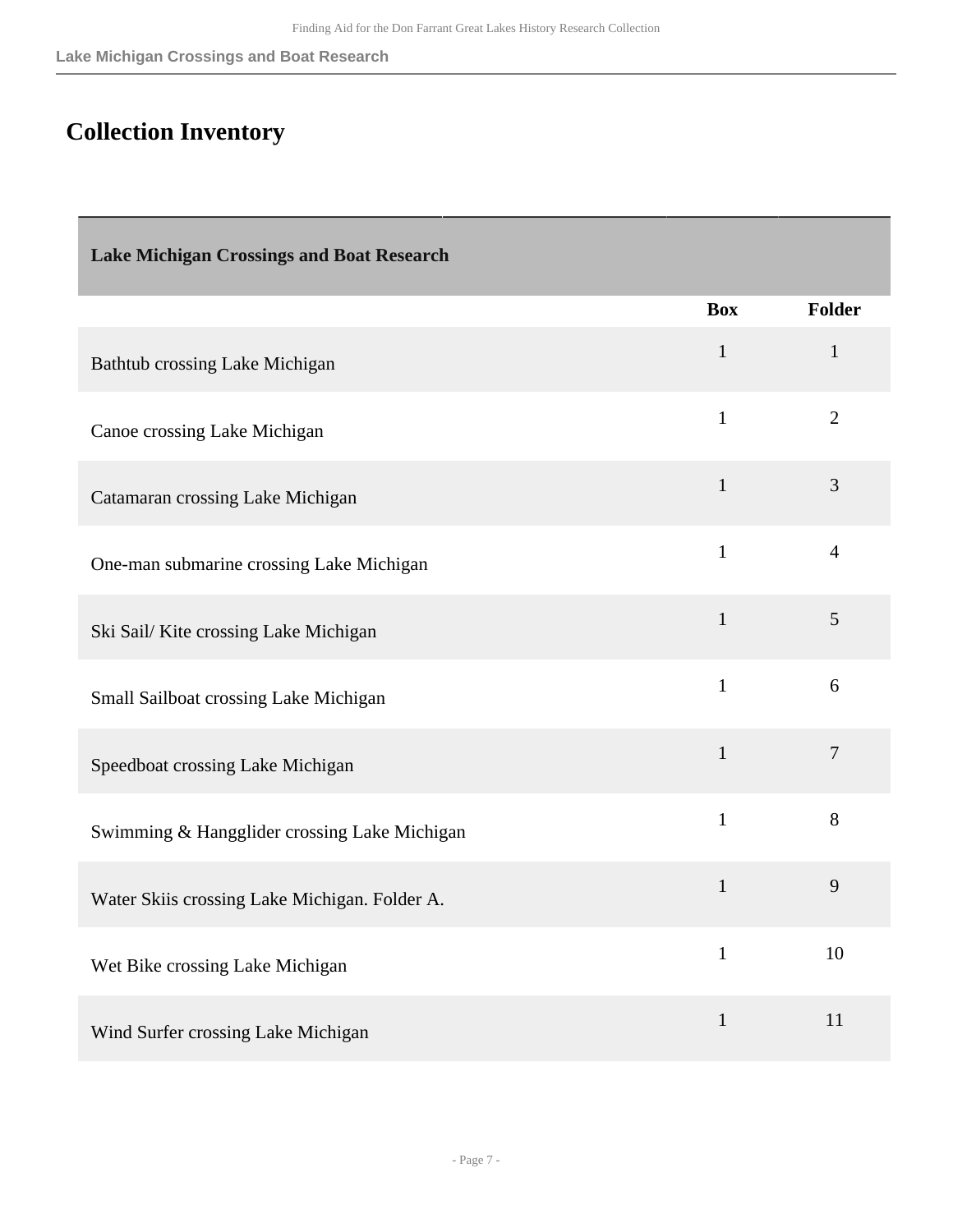# Collection Inventory

| Lake Michigan Crossings and Boat Research | | |
|---|---|---|
| | **Box** | **Folder** |
| Bathtub crossing Lake Michigan | 1 | 1 |
| Canoe crossing Lake Michigan | 1 | 2 |
| Catamaran crossing Lake Michigan | 1 | 3 |
| One-man submarine crossing Lake Michigan | 1 | 4 |
| Ski Sail/ Kite crossing Lake Michigan | 1 | 5 |
| Small Sailboat crossing Lake Michigan | 1 | 6 |
| Speedboat crossing Lake Michigan | 1 | 7 |
| Swimming & Hangglider crossing Lake Michigan | 1 | 8 |
| Water Skiis crossing Lake Michigan. Folder A. | 1 | 9 |
| Wet Bike crossing Lake Michigan | 1 | 10 |
| Wind Surfer crossing Lake Michigan | 1 | 11 |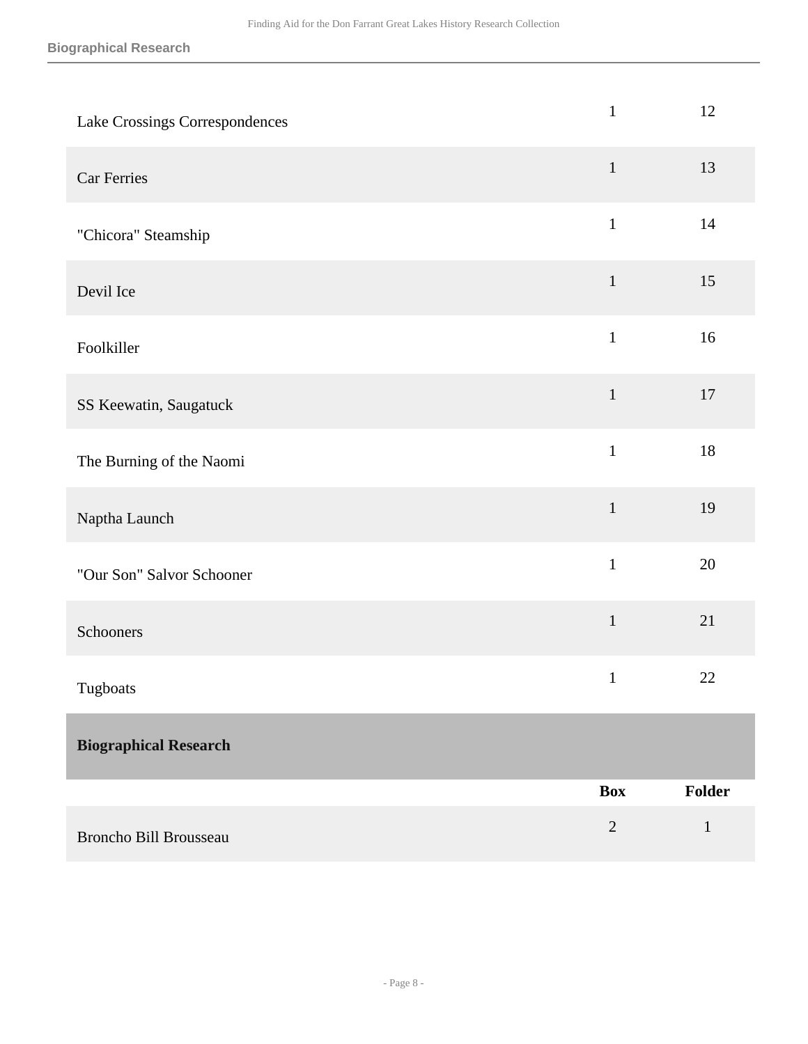| | | |
|---|---|---|
| Lake Crossings Correspondences | 1 | 12 |
| Car Ferries | 1 | 13 |
| "Chicora" Steamship | 1 | 14 |
| Devil Ice | 1 | 15 |
| Foolkiller | 1 | 16 |
| SS Keewatin, Saugatuck | 1 | 17 |
| The Burning of the Naomi | 1 | 18 |
| Naptha Launch | 1 | 19 |
| "Our Son" Salvor Schooner | 1 | 20 |
| Schooners | 1 | 21 |
| Tugboats | 1 | 22 |

## Biographical Research

| | Box | Folder |
|---|---|---|
| Broncho Bill Brousseau | 2 | 1 |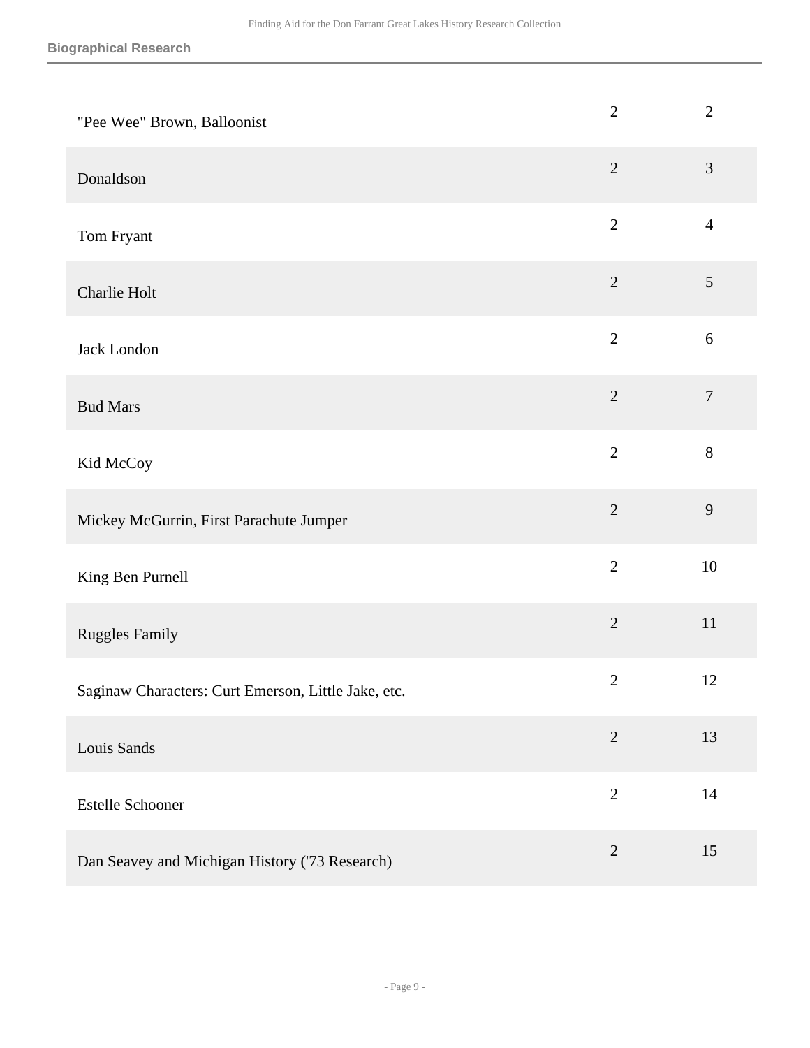| | | |
|---|---|---|
| "Pee Wee" Brown, Balloonist | 2 | 2 |
| Donaldson | 2 | 3 |
| Tom Fryant | 2 | 4 |
| Charlie Holt | 2 | 5 |
| Jack London | 2 | 6 |
| Bud Mars | 2 | 7 |
| Kid McCoy | 2 | 8 |
| Mickey McGurrin, First Parachute Jumper | 2 | 9 |
| King Ben Purnell | 2 | 10 |
| Ruggles Family | 2 | 11 |
| Saginaw Characters: Curt Emerson, Little Jake, etc. | 2 | 12 |
| Louis Sands | 2 | 13 |
| Estelle Schooner | 2 | 14 |
| Dan Seavey and Michigan History ('73 Research) | 2 | 15 |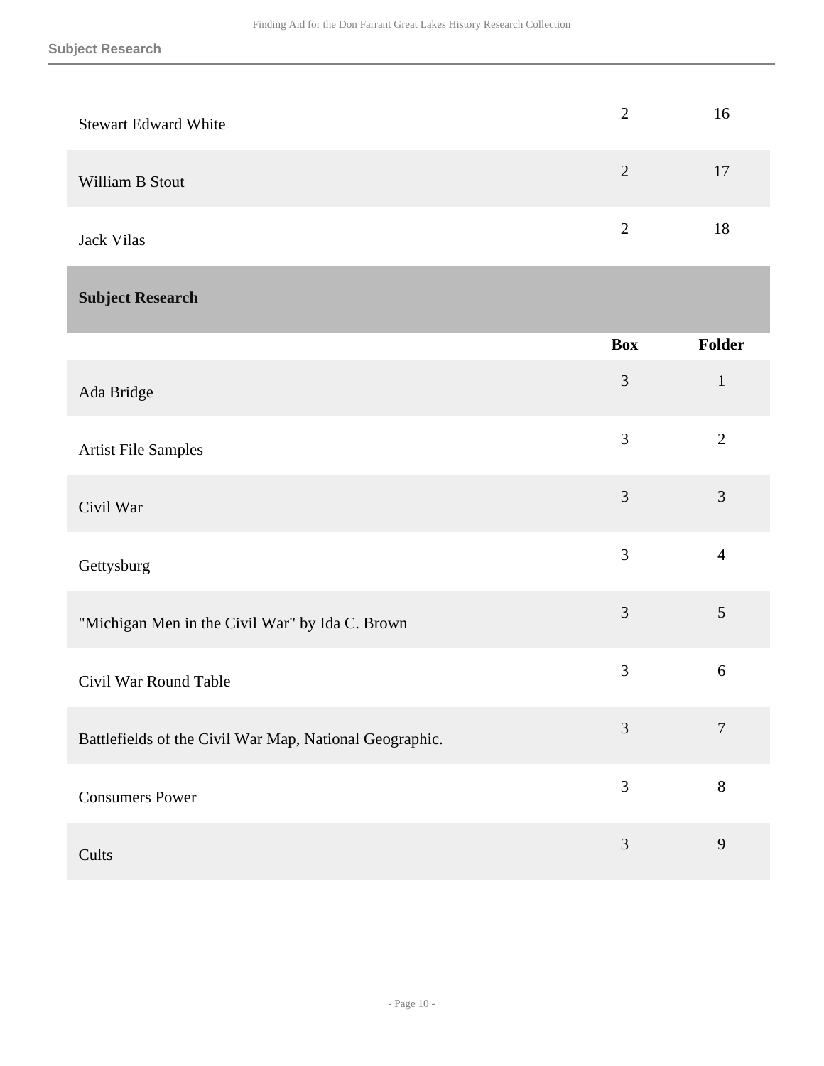| | Box | Folder |
|---|---|---|
| Stewart Edward White | 2 | 16 |
| William B Stout | 2 | 17 |
| Jack Vilas | 2 | 18 |

## Subject Research

| | Box | Folder |
|---|---|---|
| Ada Bridge | 3 | 1 |
| Artist File Samples | 3 | 2 |
| Civil War | 3 | 3 |
| Gettysburg | 3 | 4 |
| "Michigan Men in the Civil War" by Ida C. Brown | 3 | 5 |
| Civil War Round Table | 3 | 6 |
| Battlefields of the Civil War Map, National Geographic. | 3 | 7 |
| Consumers Power | 3 | 8 |
| Cults | 3 | 9 |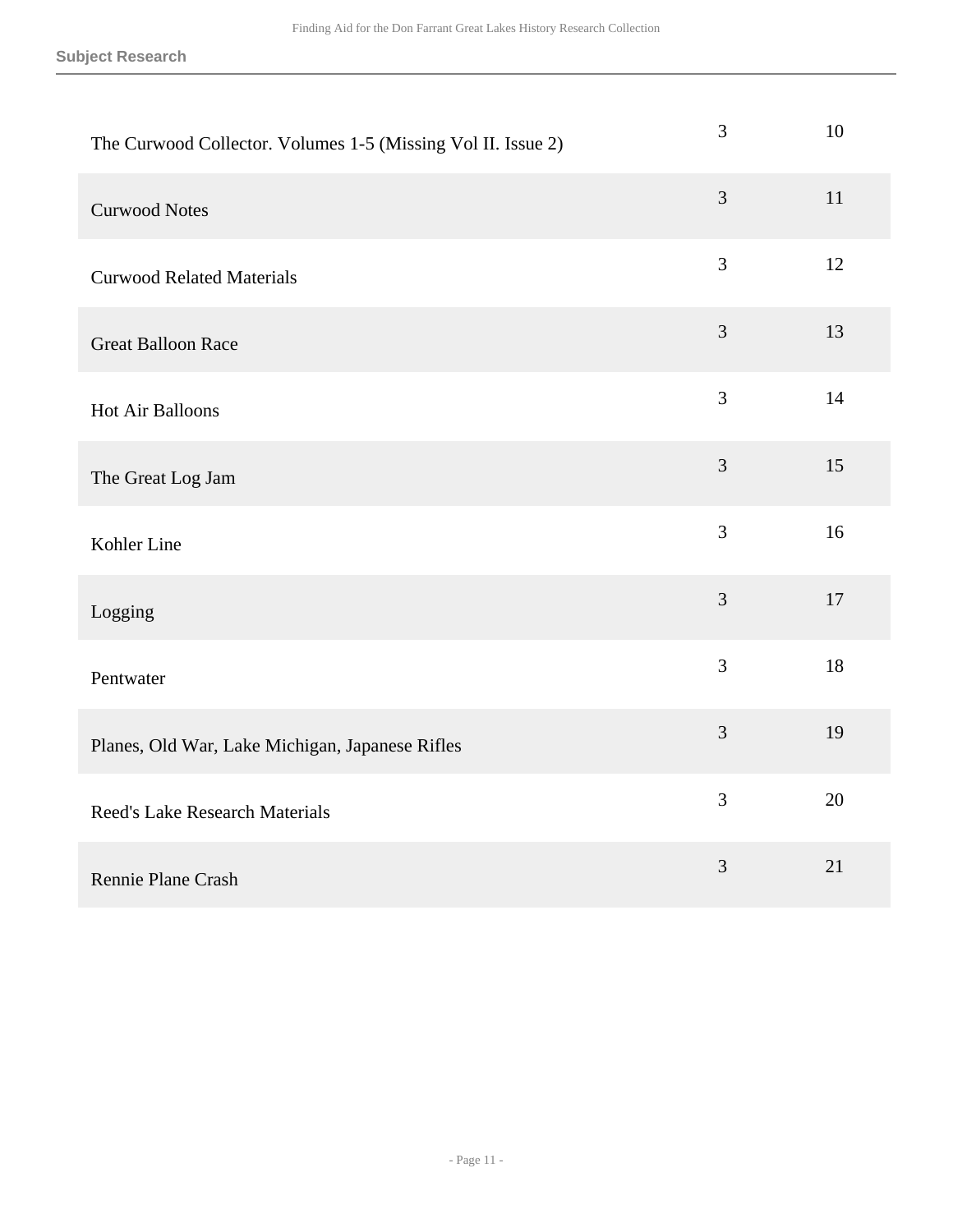| | | |
|---|---|---|
| The Curwood Collector. Volumes 1-5 (Missing Vol II. Issue 2) | 3 | 10 |
| Curwood Notes | 3 | 11 |
| Curwood Related Materials | 3 | 12 |
| Great Balloon Race | 3 | 13 |
| Hot Air Balloons | 3 | 14 |
| The Great Log Jam | 3 | 15 |
| Kohler Line | 3 | 16 |
| Logging | 3 | 17 |
| Pentwater | 3 | 18 |
| Planes, Old War, Lake Michigan, Japanese Rifles | 3 | 19 |
| Reed's Lake Research Materials | 3 | 20 |
| Rennie Plane Crash | 3 | 21 |